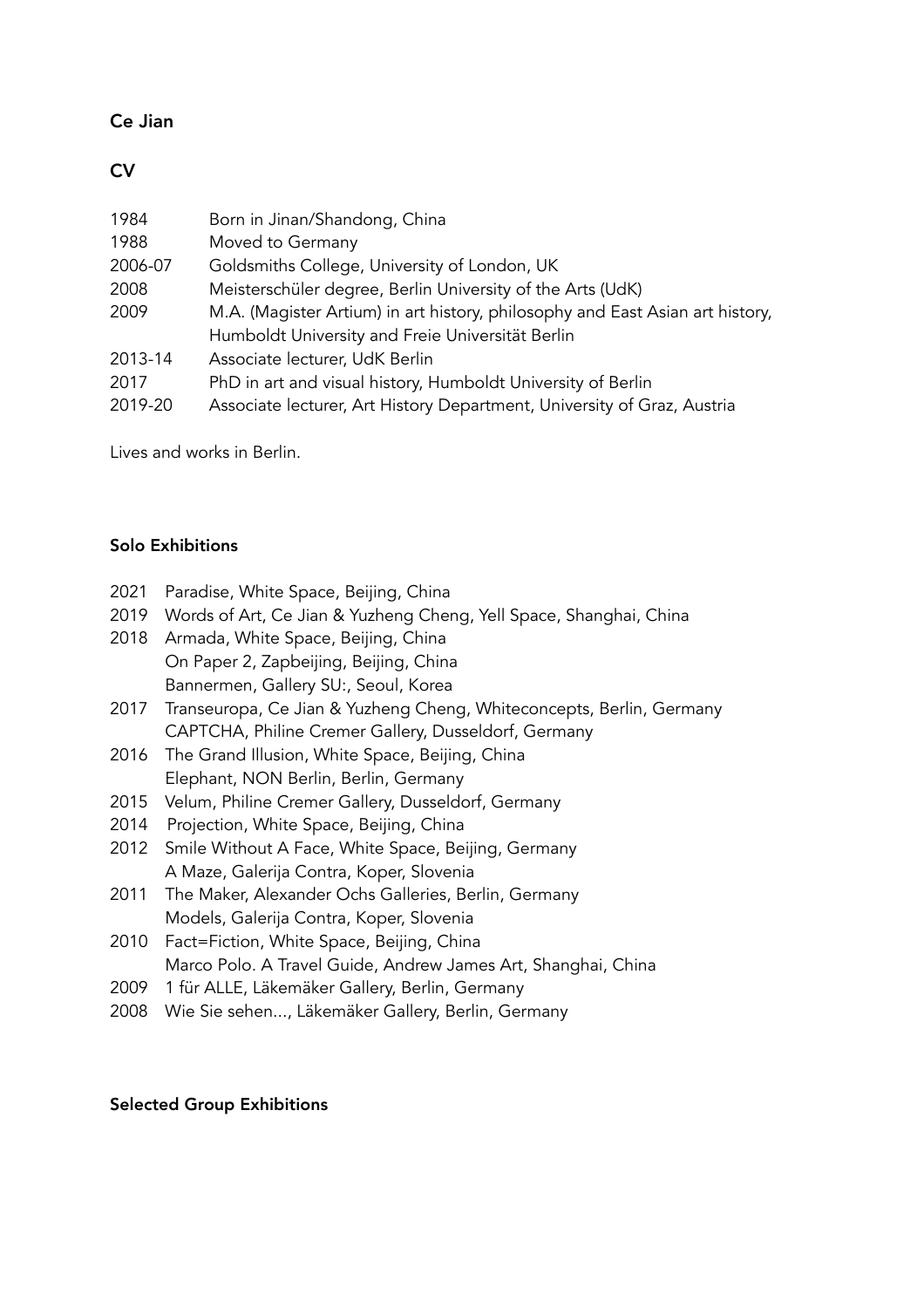# Ce Jian

## CV

| | |
|---|---|
| 1984 | Born in Jinan/Shandong, China |
| 1988 | Moved to Germany |
| 2006-07 | Goldsmiths College, University of London, UK |
| 2008 | Meisterschüler degree, Berlin University of the Arts (UdK) |
| 2009 | M.A. (Magister Artium) in art history, philosophy and East Asian art history, Humboldt University and Freie Universität Berlin |
| 2013-14 | Associate lecturer, UdK Berlin |
| 2017 | PhD in art and visual history, Humboldt University of Berlin |
| 2019-20 | Associate lecturer, Art History Department, University of Graz, Austria |

Lives and works in Berlin.

### Solo Exhibitions

2021 Paradise, White Space, Beijing, China
2019 Words of Art, Ce Jian & Yuzheng Cheng, Yell Space, Shanghai, China
2018 Armada, White Space, Beijing, China
On Paper 2, Zapbeijing, Beijing, China
Bannermen, Gallery SU:, Seoul, Korea
2017 Transeuropa, Ce Jian & Yuzheng Cheng, Whiteconcepts, Berlin, Germany
CAPTCHA, Philine Cremer Gallery, Dusseldorf, Germany
2016 The Grand Illusion, White Space, Beijing, China
Elephant, NON Berlin, Berlin, Germany
2015 Velum, Philine Cremer Gallery, Dusseldorf, Germany
2014 Projection, White Space, Beijing, China
2012 Smile Without A Face, White Space, Beijing, Germany
A Maze, Galerija Contra, Koper, Slovenia
2011 The Maker, Alexander Ochs Galleries, Berlin, Germany
Models, Galerija Contra, Koper, Slovenia
2010 Fact=Fiction, White Space, Beijing, China
Marco Polo. A Travel Guide, Andrew James Art, Shanghai, China
2009 1 für ALLE, Läkemäker Gallery, Berlin, Germany
2008 Wie Sie sehen..., Läkemäker Gallery, Berlin, Germany

### Selected Group Exhibitions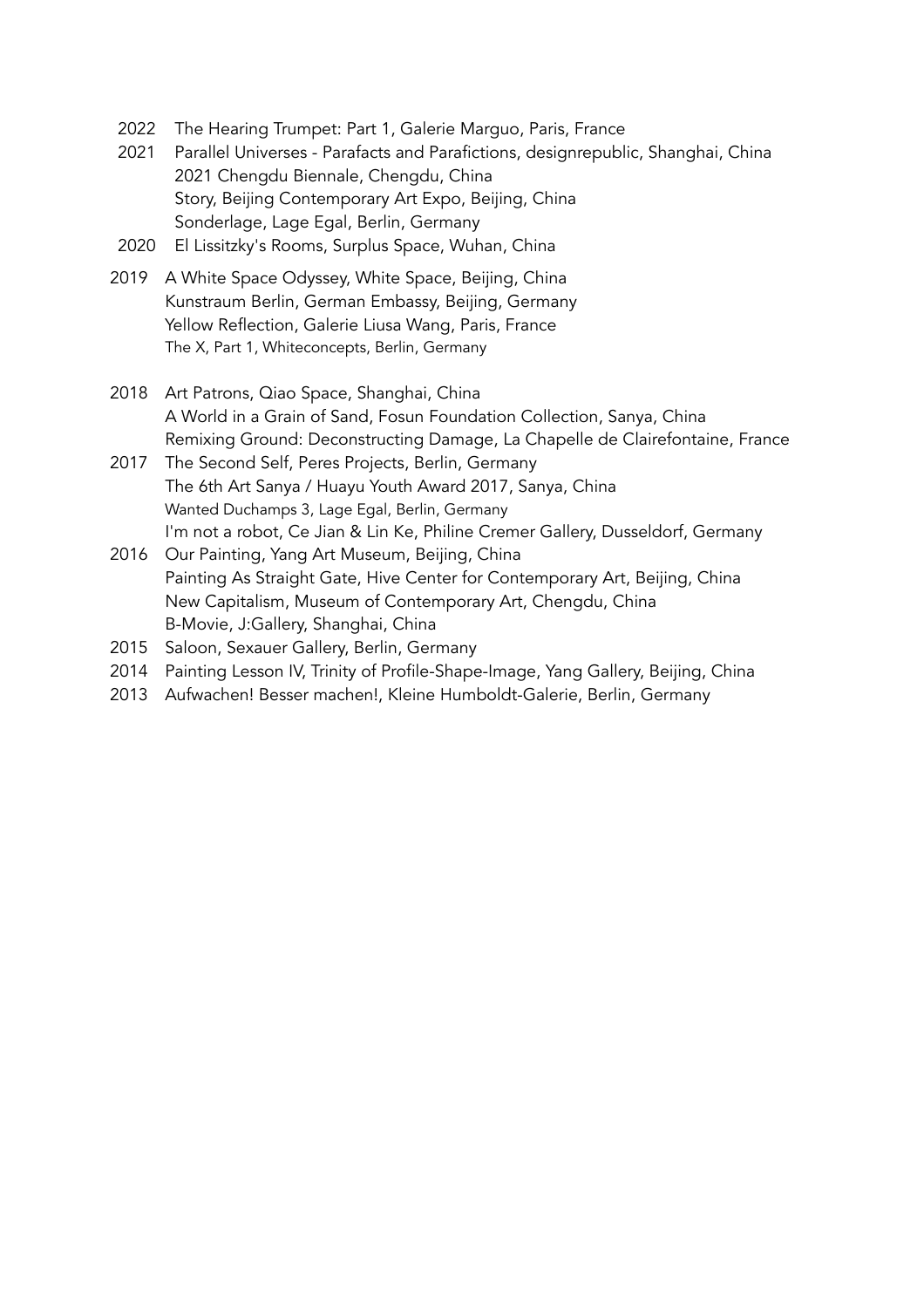2022 The Hearing Trumpet: Part 1, Galerie Marguo, Paris, France
2021 Parallel Universes - Parafacts and Parafictions, designrepublic, Shanghai, China
2021 Chengdu Biennale, Chengdu, China
Story, Beijing Contemporary Art Expo, Beijing, China
Sonderlage, Lage Egal, Berlin, Germany
2020 El Lissitzky's Rooms, Surplus Space, Wuhan, China
2019 A White Space Odyssey, White Space, Beijing, China
Kunstraum Berlin, German Embassy, Beijing, Germany
Yellow Reflection, Galerie Liusa Wang, Paris, France
The X, Part 1, Whiteconcepts, Berlin, Germany
2018 Art Patrons, Qiao Space, Shanghai, China
A World in a Grain of Sand, Fosun Foundation Collection, Sanya, China
Remixing Ground: Deconstructing Damage, La Chapelle de Clairefontaine, France
2017 The Second Self, Peres Projects, Berlin, Germany
The 6th Art Sanya / Huayu Youth Award 2017, Sanya, China
Wanted Duchamps 3, Lage Egal, Berlin, Germany
I'm not a robot, Ce Jian & Lin Ke, Philine Cremer Gallery, Dusseldorf, Germany
2016 Our Painting, Yang Art Museum, Beijing, China
Painting As Straight Gate, Hive Center for Contemporary Art, Beijing, China
New Capitalism, Museum of Contemporary Art, Chengdu, China
B-Movie, J:Gallery, Shanghai, China
2015 Saloon, Sexauer Gallery, Berlin, Germany
2014 Painting Lesson IV, Trinity of Profile-Shape-Image, Yang Gallery, Beijing, China
2013 Aufwachen! Besser machen!, Kleine Humboldt-Galerie, Berlin, Germany